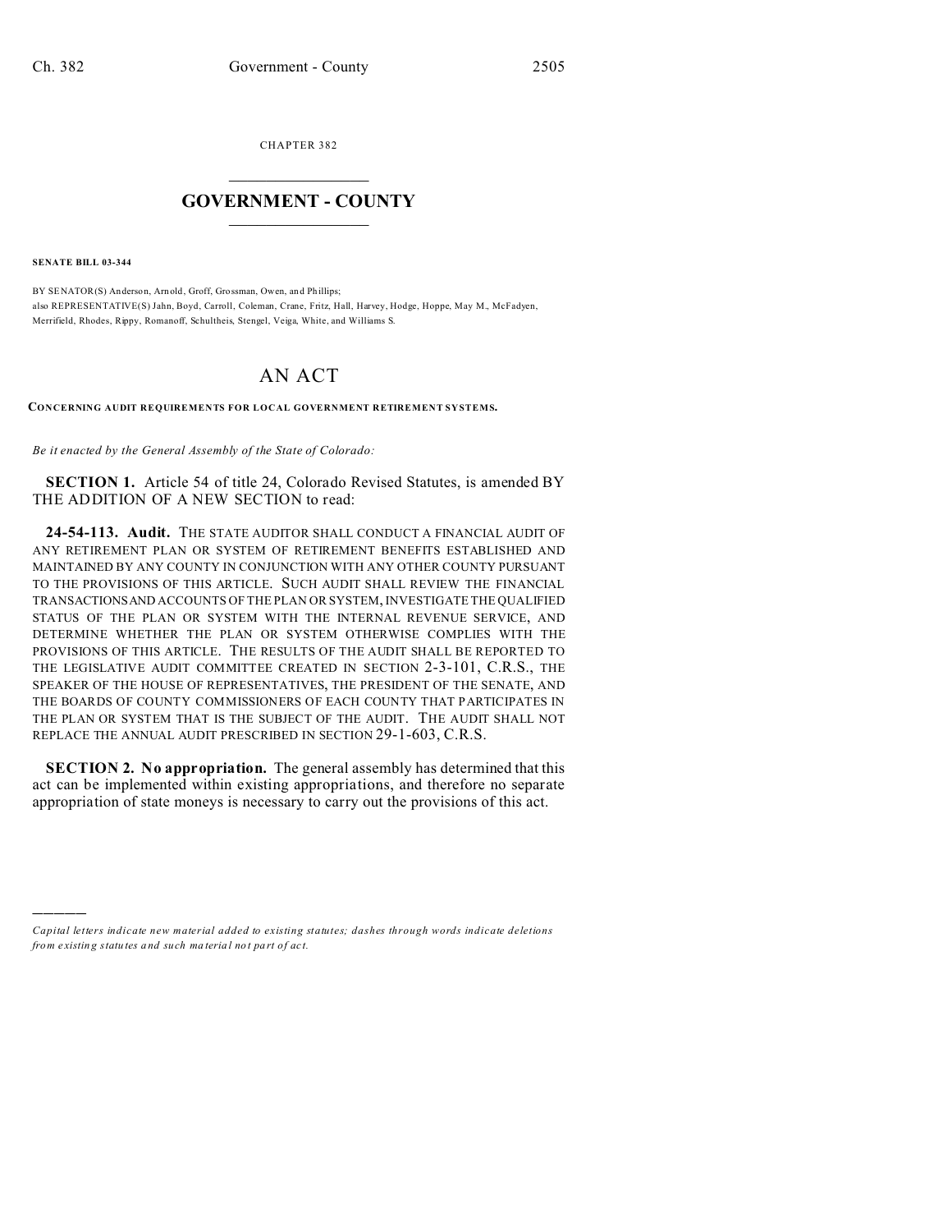CHAPTER 382

# GOVERNMENT - COUNTY

**SENATE BILL 03-344**

BY SENATOR(S) Anderson, Arnold, Groff, Grossman, Owen, and Phillips;
also REPRESENTATIVE(S) Jahn, Boyd, Carroll, Coleman, Crane, Fritz, Hall, Harvey, Hodge, Hoppe, May M., McFadyen, Merrifield, Rhodes, Rippy, Romanoff, Schultheis, Stengel, Veiga, White, and Williams S.

# AN ACT

**CONCERNING AUDIT REQUIREMENTS FOR LOCAL GOVERNMENT RETIREMENT SYSTEMS.**

*Be it enacted by the General Assembly of the State of Colorado:*

**SECTION 1.** Article 54 of title 24, Colorado Revised Statutes, is amended BY THE ADDITION OF A NEW SECTION to read:

**24-54-113. Audit.** THE STATE AUDITOR SHALL CONDUCT A FINANCIAL AUDIT OF ANY RETIREMENT PLAN OR SYSTEM OF RETIREMENT BENEFITS ESTABLISHED AND MAINTAINED BY ANY COUNTY IN CONJUNCTION WITH ANY OTHER COUNTY PURSUANT TO THE PROVISIONS OF THIS ARTICLE. SUCH AUDIT SHALL REVIEW THE FINANCIAL TRANSACTIONS AND ACCOUNTS OF THE PLAN OR SYSTEM, INVESTIGATE THE QUALIFIED STATUS OF THE PLAN OR SYSTEM WITH THE INTERNAL REVENUE SERVICE, AND DETERMINE WHETHER THE PLAN OR SYSTEM OTHERWISE COMPLIES WITH THE PROVISIONS OF THIS ARTICLE. THE RESULTS OF THE AUDIT SHALL BE REPORTED TO THE LEGISLATIVE AUDIT COMMITTEE CREATED IN SECTION 2-3-101, C.R.S., THE SPEAKER OF THE HOUSE OF REPRESENTATIVES, THE PRESIDENT OF THE SENATE, AND THE BOARDS OF COUNTY COMMISSIONERS OF EACH COUNTY THAT PARTICIPATES IN THE PLAN OR SYSTEM THAT IS THE SUBJECT OF THE AUDIT. THE AUDIT SHALL NOT REPLACE THE ANNUAL AUDIT PRESCRIBED IN SECTION 29-1-603, C.R.S.

**SECTION 2. No appropriation.** The general assembly has determined that this act can be implemented within existing appropriations, and therefore no separate appropriation of state moneys is necessary to carry out the provisions of this act.

---

*Capital letters indicate new material added to existing statutes; dashes through words indicate deletions from existing statutes and such material not part of act.*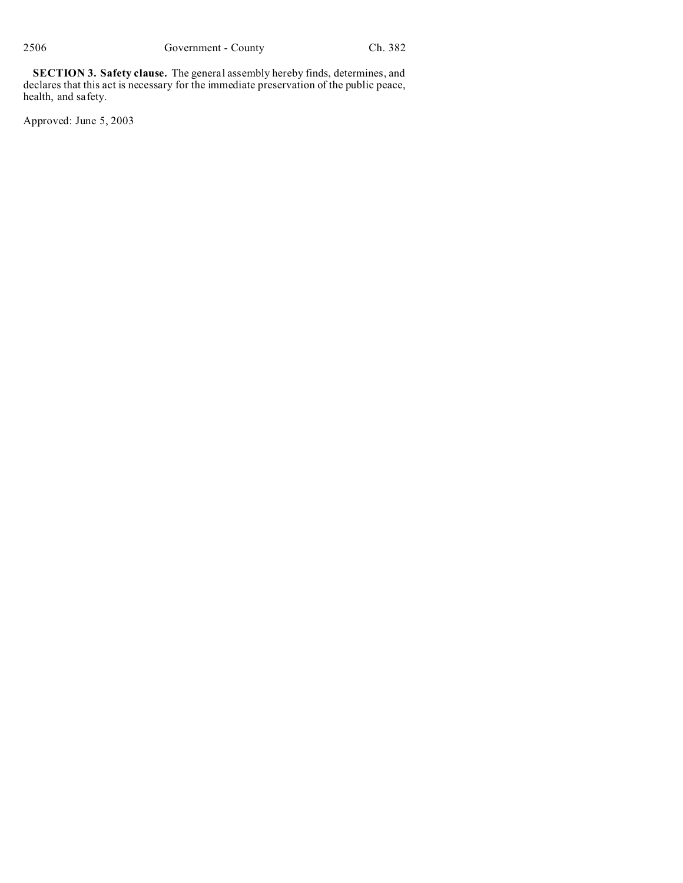**SECTION 3. Safety clause.** The general assembly hereby finds, determines, and declares that this act is necessary for the immediate preservation of the public peace, health, and safety.

Approved: June 5, 2003